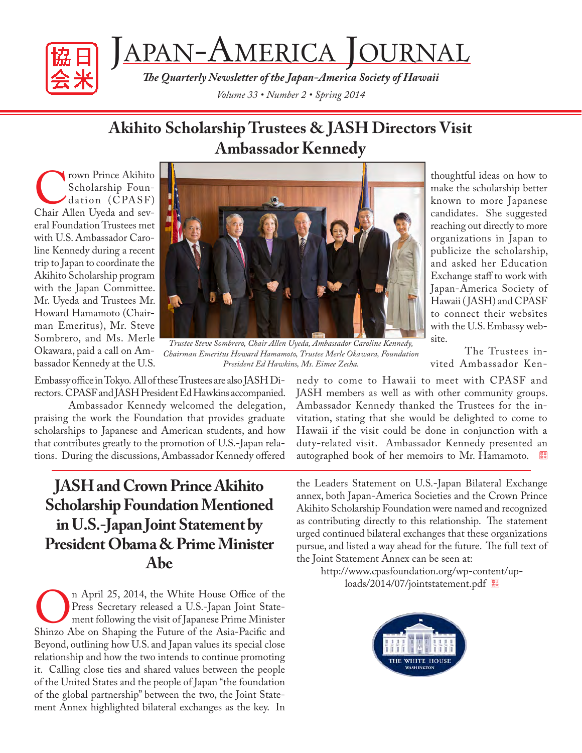# Japan-America Journal

*The Quarterly Newsletter of the Japan-America Society of Hawaii*

*Volume 33 • Number 2 • Spring 2014*

## Akihito Scholarship Trustees & JASH Directors Visit Ambassador Kennedy

Crown Prince Akihito Scholarship Foundation (CPASF) Chair Allen Ueyeda and several Foundation Trustees met with U.S. Ambassador Caroline Kennedy during a recent trip to Japan to coordinate the Akihito Scholarship program with the Japan Committee. Mr. Uyeda and Trustees Mr. Howard Hamamoto (Chairman Emeritus), Mr. Steve Sombrero, and Ms. Merle Okawara, paid a call on Ambassador Kennedy at the U.S. Embassy office in Tokyo. All of these Trustees are also JASH Directors. CPASF and JASH President Ed Hawkins accompanied.

*Trustee Steve Sombrero, Chair Allen Uyeda, Ambassador Caroline Kennedy, Chairman Emeritus Howard Hamamoto, Trustee Merle Okawara, Foundation President Ed Hawkins, Ms. Eimee Zecha.*

Ambassador Kennedy welcomed the delegation, praising the work the Foundation that provides graduate scholarships to Japanese and American students, and how that contributes greatly to the promotion of U.S.-Japan relations. During the discussions, Ambassador Kennedy offered thoughtful ideas on how to make the scholarship better known to more Japanese candidates. She suggested reaching out directly to more organizations in Japan to publicize the scholarship, and asked her Education Exchange staff to work with Japan-America Society of Hawaii (JASH) and CPASF to connect their websites with the U.S. Embassy website.

The Trustees invited Ambassador Kennedy to come to Hawaii to meet with CPASF and JASH members as well as with other community groups. Ambassador Kennedy thanked the Trustees for the invitation, stating that she would be delighted to come to Hawaii if the visit could be done in conjunction with a duty-related visit. Ambassador Kennedy presented an autographed book of her memoirs to Mr. Hamamoto.

## JASH and Crown Prince Akihito Scholarship Foundation Mentioned in U.S.-Japan Joint Statement by President Obama & Prime Minister Abe

On April 25, 2014, the White House Office of the Press Secretary released a U.S.-Japan Joint Statement following the visit of Japanese Prime Minister Shinzo Abe on Shaping the Future of the Asia-Pacific and Beyond, outlining how U.S. and Japan values its special close relationship and how the two intends to continue promoting it. Calling close ties and shared values between the people of the United States and the people of Japan "the foundation of the global partnership" between the two, the Joint Statement Annex highlighted bilateral exchanges as the key. In the Leaders Statement on U.S.-Japan Bilateral Exchange annex, both Japan-America Societies and the Crown Prince Akihito Scholarship Foundation were named and recognized as contributing directly to this relationship. The statement urged continued bilateral exchanges that these organizations pursue, and listed a way ahead for the future. The full text of the Joint Statement Annex can be seen at:

http://www.cpasfoundation.org/wp-content/uploads/2014/07/jointstatement.pdf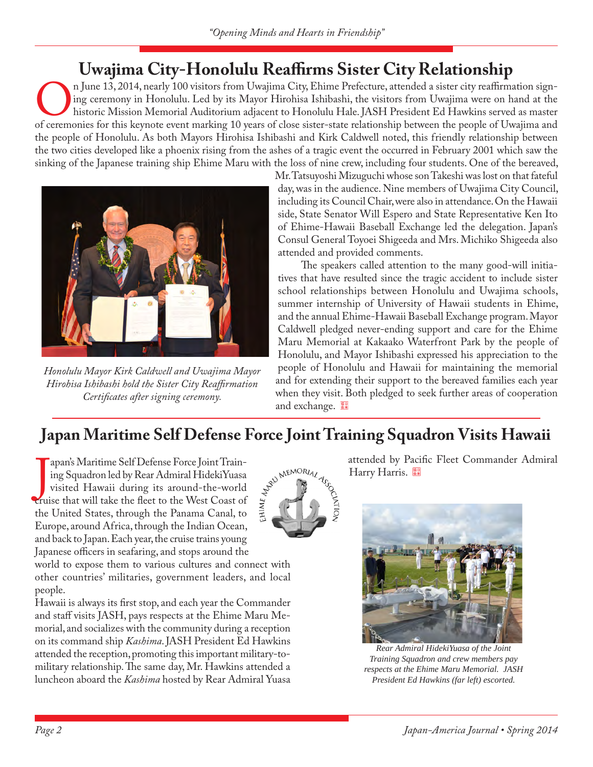# Uwajima City-Honolulu Reaffirms Sister City Relationship

On June 13, 2014, nearly 100 visitors from Uwajima City, Ehime Prefecture, attended a sister city reaffirmation signing ceremony in Honolulu. Led by its Mayor Hirohisa Ishibashi, the visitors from Uwajima were on hand at the historic Mission Memorial Auditorium adjacent to Honolulu Hale. JASH President Ed Hawkins served as master of ceremonies for this keynote event marking 10 years of close sister-state relationship between the people of Uwajima and the people of Honolulu. As both Mayors Hirohisa Ishibashi and Kirk Caldwell noted, this friendly relationship between the two cities developed like a phoenix rising from the ashes of a tragic event the occurred in February 2001 which saw the sinking of the Japanese training ship Ehime Maru with the loss of nine crew, including four students. One of the bereaved, Mr. Tatsuyoshi Mizuguchi whose son Takeshi was lost on that fateful day, was in the audience. Nine members of Uwajima City Council, including its Council Chair, were also in attendance. On the Hawaii side, State Senator Will Espero and State Representative Ken Ito of Ehime-Hawaii Baseball Exchange led the delegation. Japan's Consul General Toyoei Shigeeda and Mrs. Michiko Shigeeda also attended and provided comments.

*Honolulu Mayor Kirk Caldwell and Uwajima Mayor Hirohisa Ishibashi hold the Sister City Reaffirmation Certificates after signing ceremony.*

The speakers called attention to the many good-will initiatives that have resulted since the tragic accident to include sister school relationships between Honolulu and Uwajima schools, summer internship of University of Hawaii students in Ehime, and the annual Ehime-Hawaii Baseball Exchange program. Mayor Caldwell pledged never-ending support and care for the Ehime Maru Memorial at Kakaako Waterfront Park by the people of Honolulu, and Mayor Ishibashi expressed his appreciation to the people of Honolulu and Hawaii for maintaining the memorial and for extending their support to the bereaved families each year when they visit. Both pledged to seek further areas of cooperation and exchange.

# Japan Maritime Self Defense Force Joint Training Squadron Visits Hawaii

Japan's Maritime Self Defense Force Joint Training Squadron led by Rear Admiral HidekiYuasa visited Hawaii during its around-the-world cruise that will take the fleet to the West Coast of the United States, through the Panama Canal, to Europe, around Africa, through the Indian Ocean, and back to Japan. Each year, the cruise trains young Japanese officers in seafaring, and stops around the world to expose them to various cultures and connect with other countries' militaries, government leaders, and local people.

Hawaii is always its first stop, and each year the Commander and staff visits JASH, pays respects at the Ehime Maru Memorial, and socializes with the community during a reception on its command ship *Kashima*. JASH President Ed Hawkins attended the reception, promoting this important military-to-military relationship. The same day, Mr. Hawkins attended a luncheon aboard the *Kashima* hosted by Rear Admiral Yuasa attended by Pacific Fleet Commander Admiral Harry Harris.

*Rear Admiral HidekiYuasa of the Joint Training Squadron and crew members pay respects at the Ehime Maru Memorial. JASH President Ed Hawkins (far left) escorted.*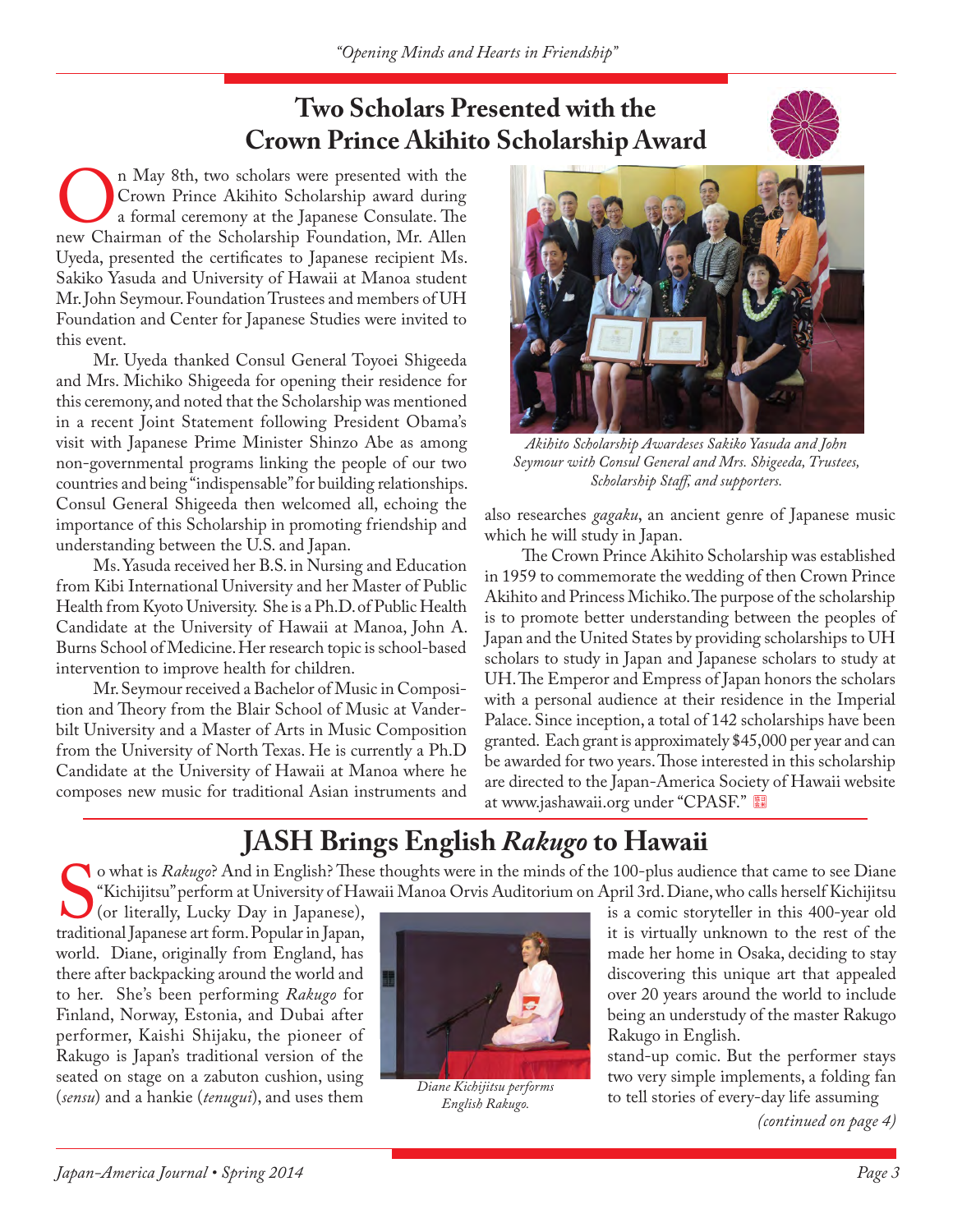# Two Scholars Presented with the Crown Prince Akihito Scholarship Award

On May 8th, two scholars were presented with the Crown Prince Akihito Scholarship award during a formal ceremony at the Japanese Consulate. The new Chairman of the Scholarship Foundation, Mr. Allen Uyeda, presented the certificates to Japanese recipient Ms. Sakiko Yasuda and University of Hawaii at Manoa student Mr. John Seymour. Foundation Trustees and members of UH Foundation and Center for Japanese Studies were invited to this event.

Mr. Uyeda thanked Consul General Toyoei Shigeeda and Mrs. Michiko Shigeeda for opening their residence for this ceremony, and noted that the Scholarship was mentioned in a recent Joint Statement following President Obama's visit with Japanese Prime Minister Shinzo Abe as among non-governmental programs linking the people of our two countries and being "indispensable" for building relationships. Consul General Shigeeda then welcomed all, echoing the importance of this Scholarship in promoting friendship and understanding between the U.S. and Japan.

Ms. Yasuda received her B.S. in Nursing and Education from Kibi International University and her Master of Public Health from Kyoto University. She is a Ph.D. of Public Health Candidate at the University of Hawaii at Manoa, John A. Burns School of Medicine. Her research topic is school-based intervention to improve health for children.

Mr. Seymour received a Bachelor of Music in Composition and Theory from the Blair School of Music at Vanderbilt University and a Master of Arts in Music Composition from the University of North Texas. He is currently a Ph.D Candidate at the University of Hawaii at Manoa where he composes new music for traditional Asian instruments and also researches *gagaku*, an ancient genre of Japanese music which he will study in Japan.

*Akihito Scholarship Awardeses Sakiko Yasuda and John Seymour with Consul General and Mrs. Shigeeda, Trustees, Scholarship Staff, and supporters.*

The Crown Prince Akihito Scholarship was established in 1959 to commemorate the wedding of then Crown Prince Akihito and Princess Michiko. The purpose of the scholarship is to promote better understanding between the peoples of Japan and the United States by providing scholarships to UH scholars to study in Japan and Japanese scholars to study at UH. The Emperor and Empress of Japan honors the scholars with a personal audience at their residence in the Imperial Palace. Since inception, a total of 142 scholarships have been granted. Each grant is approximately $45,000 per year and can be awarded for two years. Those interested in this scholarship are directed to the Japan-America Society of Hawaii website at www.jashawaii.org under "CPASF."

# JASH Brings English *Rakugo* to Hawaii

So what is *Rakugo*? And in English? These thoughts were in the minds of the 100-plus audience that came to see Diane "Kichijitsu" perform at University of Hawaii Manoa Orvis Auditorium on April 3rd. Diane, who calls herself Kichijitsu (or literally, Lucky Day in Japanese), is a comic storyteller in this 400-year old traditional Japanese art form. Popular in Japan, it is virtually unknown to the rest of the world. Diane, originally from England, has made her home in Osaka, deciding to stay there after backpacking around the world and discovering this unique art that appealed to her. She's been performing *Rakugo* for over 20 years around the world to include Finland, Norway, Estonia, and Dubai after being an understudy of the master Rakugo performer, Kaishi Shijaku, the pioneer of Rakugo in English.

*Diane Kichijitsu performs English Rakugo.*

Rakugo is Japan's traditional version of the stand-up comic. But the performer stays seated on stage on a zabuton cushion, using two very simple implements, a folding fan (*sensu*) and a hankie (*tenugui*), and uses them to tell stories of every-day life assuming

*(continued on page 4)*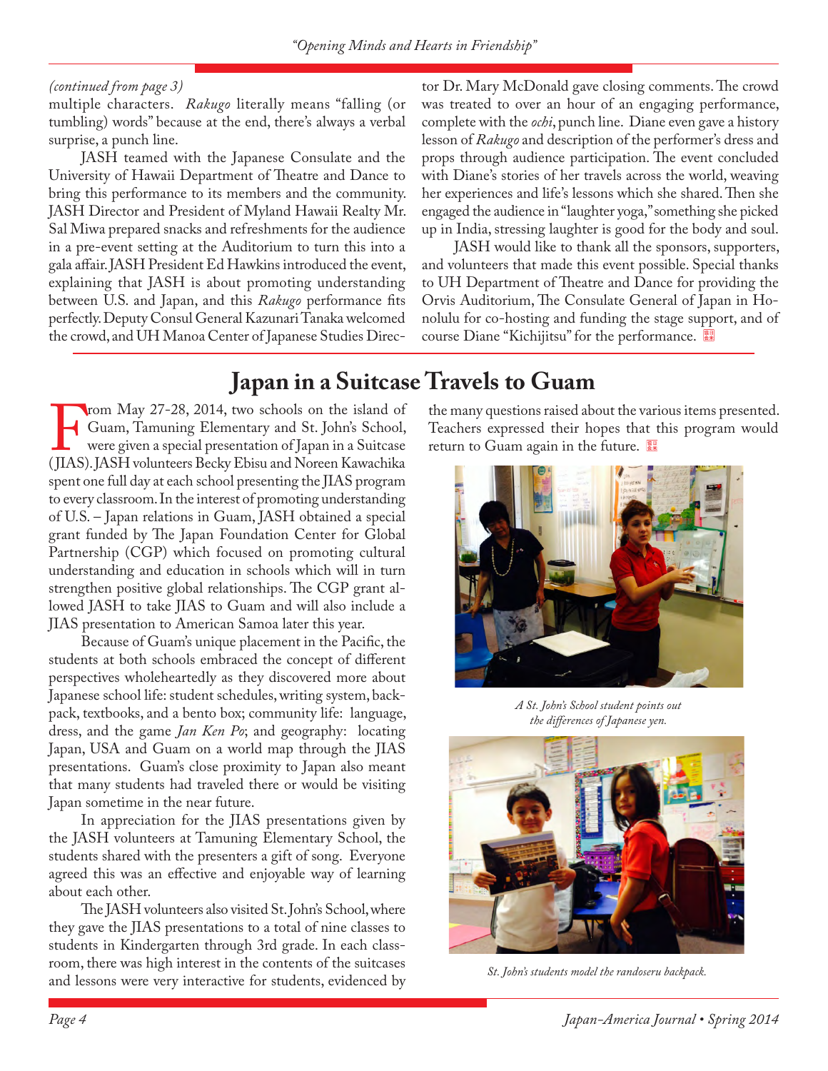*(continued from page 3)*
multiple characters. *Rakugo* literally means "falling (or tumbling) words" because at the end, there's always a verbal surprise, a punch line.

JASH teamed with the Japanese Consulate and the University of Hawaii Department of Theatre and Dance to bring this performance to its members and the community. JASH Director and President of Myland Hawaii Realty Mr. Sal Miwa prepared snacks and refreshments for the audience in a pre-event setting at the Auditorium to turn this into a gala affair. JASH President Ed Hawkins introduced the event, explaining that JASH is about promoting understanding between U.S. and Japan, and this *Rakugo* performance fits perfectly. Deputy Consul General Kazunari Tanaka welcomed the crowd, and UH Manoa Center of Japanese Studies Director Dr. Mary McDonald gave closing comments. The crowd was treated to over an hour of an engaging performance, complete with the *ochi*, punch line. Diane even gave a history lesson of *Rakugo* and description of the performer's dress and props through audience participation. The event concluded with Diane's stories of her travels across the world, weaving her experiences and life's lessons which she shared. Then she engaged the audience in "laughter yoga," something she picked up in India, stressing laughter is good for the body and soul.

JASH would like to thank all the sponsors, supporters, and volunteers that made this event possible. Special thanks to UH Department of Theatre and Dance for providing the Orvis Auditorium, The Consulate General of Japan in Honolulu for co-hosting and funding the stage support, and of course Diane "Kichijitsu" for the performance.

## Japan in a Suitcase Travels to Guam

From May 27-28, 2014, two schools on the island of Guam, Tamuning Elementary and St. John's School, were given a special presentation of Japan in a Suitcase (JIAS). JASH volunteers Becky Ebisu and Noreen Kawachika spent one full day at each school presenting the JIAS program to every classroom. In the interest of promoting understanding of U.S. – Japan relations in Guam, JASH obtained a special grant funded by The Japan Foundation Center for Global Partnership (CGP) which focused on promoting cultural understanding and education in schools which will in turn strengthen positive global relationships. The CGP grant allowed JASH to take JIAS to Guam and will also include a JIAS presentation to American Samoa later this year.

Because of Guam's unique placement in the Pacific, the students at both schools embraced the concept of different perspectives wholeheartedly as they discovered more about Japanese school life: student schedules, writing system, backpack, textbooks, and a bento box; community life: language, dress, and the game *Jan Ken Po*; and geography: locating Japan, USA and Guam on a world map through the JIAS presentations. Guam's close proximity to Japan also meant that many students had traveled there or would be visiting Japan sometime in the near future.

In appreciation for the JIAS presentations given by the JASH volunteers at Tamuning Elementary School, the students shared with the presenters a gift of song. Everyone agreed this was an effective and enjoyable way of learning about each other.

The JASH volunteers also visited St. John's School, where they gave the JIAS presentations to a total of nine classes to students in Kindergarten through 3rd grade. In each classroom, there was high interest in the contents of the suitcases and lessons were very interactive for students, evidenced by the many questions raised about the various items presented. Teachers expressed their hopes that this program would return to Guam again in the future.

*A St. John's School student points out the differences of Japanese yen.*

*St. John's students model the randoseru backpack.*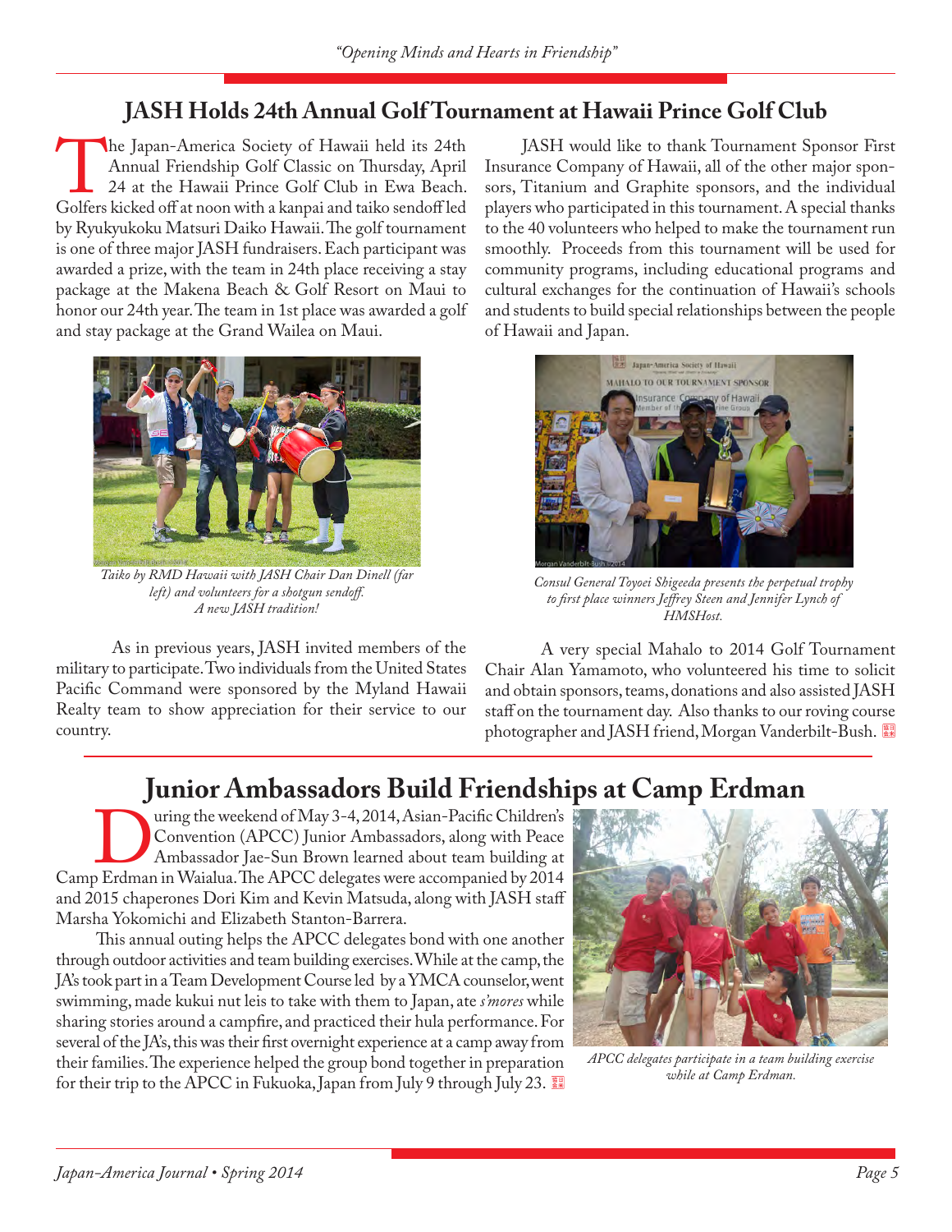## JASH Holds 24th Annual Golf Tournament at Hawaii Prince Golf Club

The Japan-America Society of Hawaii held its 24th Annual Friendship Golf Classic on Thursday, April 24 at the Hawaii Prince Golf Club in Ewa Beach. Golfers kicked off at noon with a kanpai and taiko sendoff led by Ryukyukoku Matsuri Daiko Hawaii. The golf tournament is one of three major JASH fundraisers. Each participant was awarded a prize, with the team in 24th place receiving a stay package at the Makena Beach & Golf Resort on Maui to honor our 24th year. The team in 1st place was awarded a golf and stay package at the Grand Wailea on Maui.

*Taiko by RMD Hawaii with JASH Chair Dan Dinell (far left) and volunteers for a shotgun sendoff. A new JASH tradition!*

As in previous years, JASH invited members of the military to participate. Two individuals from the United States Pacific Command were sponsored by the Myland Hawaii Realty team to show appreciation for their service to our country.

JASH would like to thank Tournament Sponsor First Insurance Company of Hawaii, all of the other major sponsors, Titanium and Graphite sponsors, and the individual players who participated in this tournament. A special thanks to the 40 volunteers who helped to make the tournament run smoothly. Proceeds from this tournament will be used for community programs, including educational programs and cultural exchanges for the continuation of Hawaii's schools and students to build special relationships between the people of Hawaii and Japan.

*Consul General Toyoei Shigeeda presents the perpetual trophy to first place winners Jeffrey Steen and Jennifer Lynch of HMSHost.*

A very special Mahalo to 2014 Golf Tournament Chair Alan Yamamoto, who volunteered his time to solicit and obtain sponsors, teams, donations and also assisted JASH staff on the tournament day. Also thanks to our roving course photographer and JASH friend, Morgan Vanderbilt-Bush.

## Junior Ambassadors Build Friendships at Camp Erdman

During the weekend of May 3-4, 2014, Asian-Pacific Children's Convention (APCC) Junior Ambassadors, along with Peace Ambassador Jae-Sun Brown learned about team building at Camp Erdman in Waialua. The APCC delegates were accompanied by 2014 and 2015 chaperones Dori Kim and Kevin Matsuda, along with JASH staff Marsha Yokomichi and Elizabeth Stanton-Barrera.

This annual outing helps the APCC delegates bond with one another through outdoor activities and team building exercises. While at the camp, the JA's took part in a Team Development Course led by a YMCA counselor, went swimming, made kukui nut leis to take with them to Japan, ate *s'mores* while sharing stories around a campfire, and practiced their hula performance. For several of the JA's, this was their first overnight experience at a camp away from their families. The experience helped the group bond together in preparation for their trip to the APCC in Fukuoka, Japan from July 9 through July 23.

*APCC delegates participate in a team building exercise while at Camp Erdman.*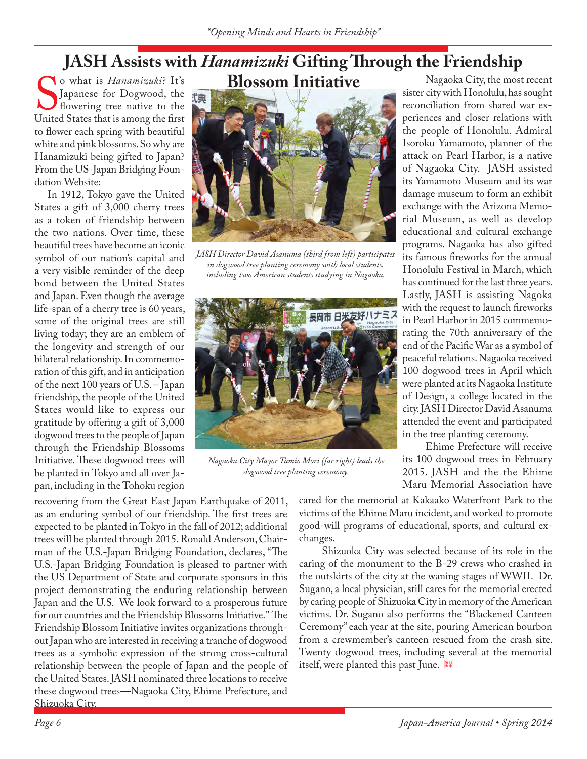# JASH Assists with *Hanamizuki* Gifting Through the Friendship Blossom Initiative

So what is *Hanamizuki*? It's Japanese for Dogwood, the flowering tree native to the United States that is among the first to flower each spring with beautiful white and pink blossoms. So why are Hanamizuki being gifted to Japan? From the US-Japan Bridging Foundation Website:

In 1912, Tokyo gave the United States a gift of 3,000 cherry trees as a token of friendship between the two nations. Over time, these beautiful trees have become an iconic symbol of our nation's capital and a very visible reminder of the deep bond between the United States and Japan. Even though the average life-span of a cherry tree is 60 years, some of the original trees are still living today; they are an emblem of the longevity and strength of our bilateral relationship. In commemoration of this gift, and in anticipation of the next 100 years of U.S. – Japan friendship, the people of the United States would like to express our gratitude by offering a gift of 3,000 dogwood trees to the people of Japan through the Friendship Blossoms Initiative. These dogwood trees will be planted in Tokyo and all over Japan, including in the Tohoku region recovering from the Great East Japan Earthquake of 2011, as an enduring symbol of our friendship. The first trees are expected to be planted in Tokyo in the fall of 2012; additional trees will be planted through 2015. Ronald Anderson, Chairman of the U.S.-Japan Bridging Foundation, declares, "The U.S.-Japan Bridging Foundation is pleased to partner with the US Department of State and corporate sponsors in this project demonstrating the enduring relationship between Japan and the U.S. We look forward to a prosperous future for our countries and the Friendship Blossoms Initiative." The Friendship Blossom Initiative invites organizations throughout Japan who are interested in receiving a tranche of dogwood trees as a symbolic expression of the strong cross-cultural relationship between the people of Japan and the people of the United States. JASH nominated three locations to receive these dogwood trees—Nagaoka City, Ehime Prefecture, and Shizuoka City.

*JASH Director David Asanuma (third from left) participates in dogwood tree planting ceremony with local students, including two American students studying in Nagaoka.*

*Nagaoka City Mayor Tamio Mori (far right) leads the dogwood tree planting ceremony.*

Nagaoka City, the most recent sister city with Honolulu, has sought reconciliation from shared war experiences and closer relations with the people of Honolulu. Admiral Isoroku Yamamoto, planner of the attack on Pearl Harbor, is a native of Nagaoka City. JASH assisted its Yamamoto Museum and its war damage museum to form an exhibit exchange with the Arizona Memorial Museum, as well as develop educational and cultural exchange programs. Nagaoka has also gifted its famous fireworks for the annual Honolulu Festival in March, which has continued for the last three years. Lastly, JASH is assisting Nagoka with the request to launch fireworks in Pearl Harbor in 2015 commemorating the 70th anniversary of the end of the Pacific War as a symbol of peaceful relations. Nagaoka received 100 dogwood trees in April which were planted at its Nagaoka Institute of Design, a college located in the city. JASH Director David Asanuma attended the event and participated in the tree planting ceremony.

Ehime Prefecture will receive its 100 dogwood trees in February 2015. JASH and the the Ehime Maru Memorial Association have cared for the memorial at Kakaako Waterfront Park to the victims of the Ehime Maru incident, and worked to promote good-will programs of educational, sports, and cultural exchanges.

Shizuoka City was selected because of its role in the caring of the monument to the B-29 crews who crashed in the outskirts of the city at the waning stages of WWII. Dr. Sugano, a local physician, still cares for the memorial erected by caring people of Shizuoka City in memory of the American victims. Dr. Sugano also performs the "Blackened Canteen Ceremony" each year at the site, pouring American bourbon from a crewmember's canteen rescued from the crash site. Twenty dogwood trees, including several at the memorial itself, were planted this past June.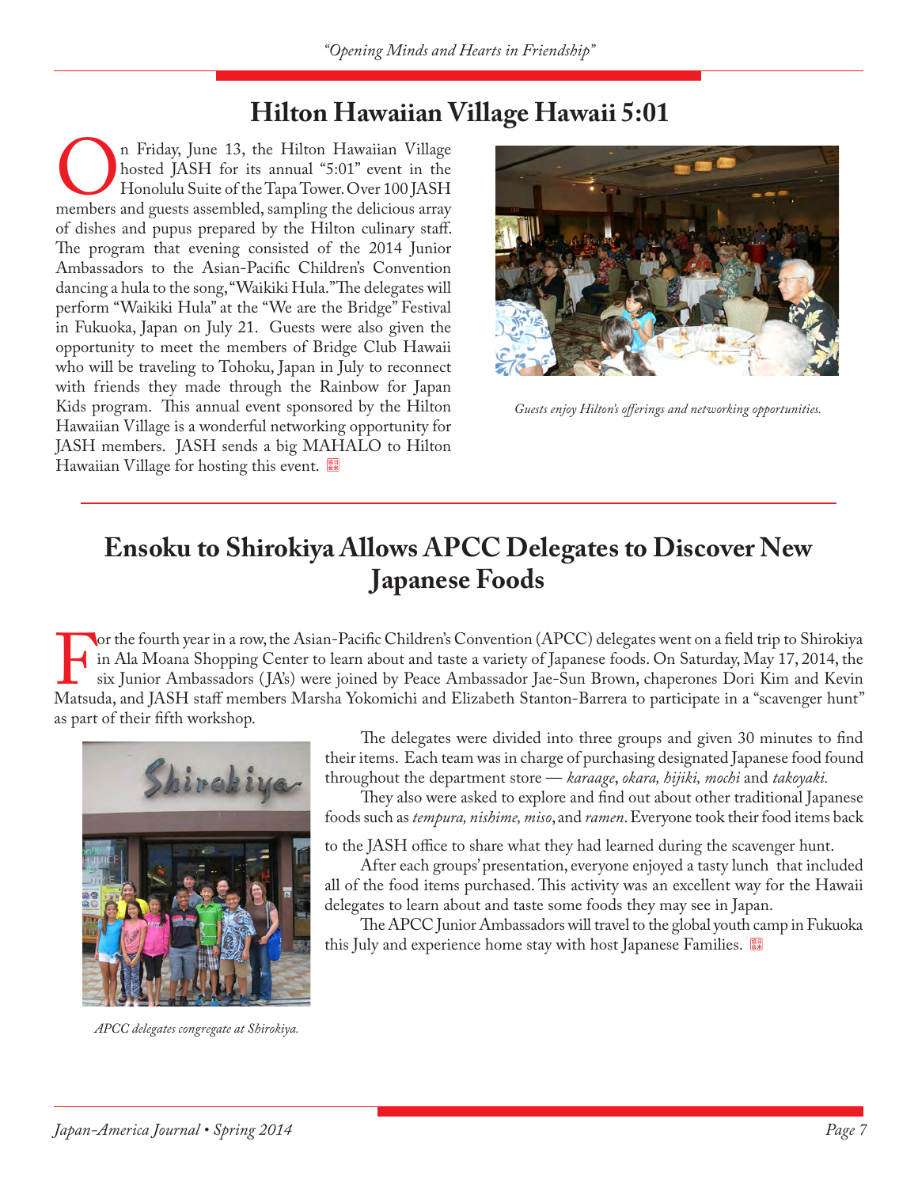## Hilton Hawaiian Village Hawaii 5:01

On Friday, June 13, the Hilton Hawaiian Village hosted JASH for its annual "5:01" event in the Honolulu Suite of the Tapa Tower. Over 100 JASH members and guests assembled, sampling the delicious array of dishes and pupus prepared by the Hilton culinary staff. The program that evening consisted of the 2014 Junior Ambassadors to the Asian-Pacific Children's Convention dancing a hula to the song, "Waikiki Hula." The delegates will perform "Waikiki Hula" at the "We are the Bridge" Festival in Fukuoka, Japan on July 21. Guests were also given the opportunity to meet the members of Bridge Club Hawaii who will be traveling to Tohoku, Japan in July to reconnect with friends they made through the Rainbow for Japan Kids program. This annual event sponsored by the Hilton Hawaiian Village is a wonderful networking opportunity for JASH members. JASH sends a big MAHALO to Hilton Hawaiian Village for hosting this event.

*Guests enjoy Hilton's offerings and networking opportunities.*

## Ensoku to Shirokiya Allows APCC Delegates to Discover New Japanese Foods

For the fourth year in a row, the Asian-Pacific Children's Convention (APCC) delegates went on a field trip to Shirokiya in Ala Moana Shopping Center to learn about and taste a variety of Japanese foods. On Saturday, May 17, 2014, the six Junior Ambassadors (JA's) were joined by Peace Ambassador Jae-Sun Brown, chaperones Dori Kim and Kevin Matsuda, and JASH staff members Marsha Yokomichi and Elizabeth Stanton-Barrera to participate in a "scavenger hunt" as part of their fifth workshop.

The delegates were divided into three groups and given 30 minutes to find their items. Each team was in charge of purchasing designated Japanese food found throughout the department store — *karaage*, *okara, hijiki, mochi* and *takoyaki.*

They also were asked to explore and find out about other traditional Japanese foods such as *tempura, nishime, miso*, and *ramen*. Everyone took their food items back to the JASH office to share what they had learned during the scavenger hunt.

After each groups' presentation, everyone enjoyed a tasty lunch that included all of the food items purchased. This activity was an excellent way for the Hawaii delegates to learn about and taste some foods they may see in Japan.

The APCC Junior Ambassadors will travel to the global youth camp in Fukuoka this July and experience home stay with host Japanese Families.

*APCC delegates congregate at Shirokiya.*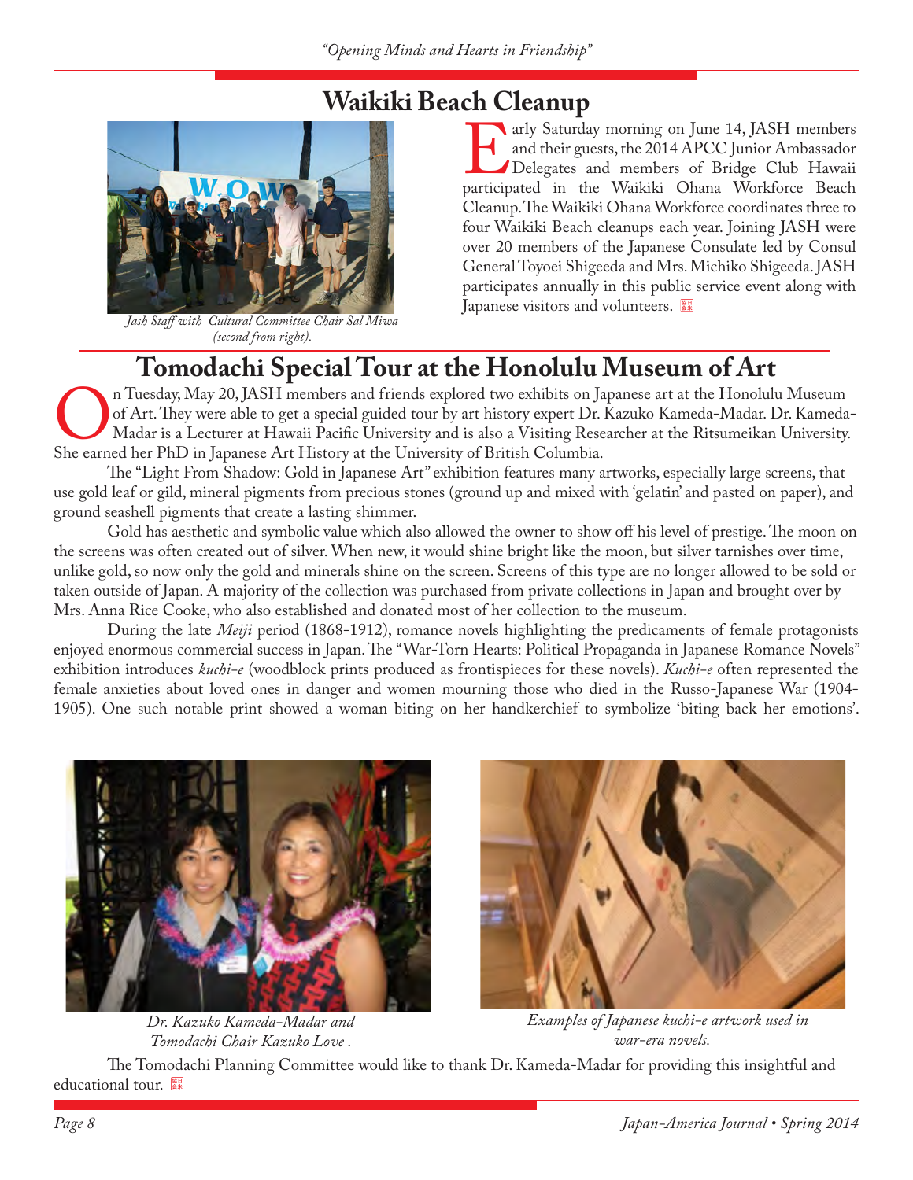## Waikiki Beach Cleanup

*Jash Staff with Cultural Committee Chair Sal Miwa (second from right).*

Early Saturday morning on June 14, JASH members and their guests, the 2014 APCC Junior Ambassador Delegates and members of Bridge Club Hawaii participated in the Waikiki Ohana Workforce Beach Cleanup. The Waikiki Ohana Workforce coordinates three to four Waikiki Beach cleanups each year. Joining JASH were over 20 members of the Japanese Consulate led by Consul General Toyoei Shigeeda and Mrs. Michiko Shigeeda. JASH participates annually in this public service event along with Japanese visitors and volunteers.

## Tomodachi Special Tour at the Honolulu Museum of Art

On Tuesday, May 20, JASH members and friends explored two exhibits on Japanese art at the Honolulu Museum of Art. They were able to get a special guided tour by art history expert Dr. Kazuko Kameda-Madar. Dr. Kameda-Madar is a Lecturer at Hawaii Pacific University and is also a Visiting Researcher at the Ritsumeikan University. She earned her PhD in Japanese Art History at the University of British Columbia.

The "Light From Shadow: Gold in Japanese Art" exhibition features many artworks, especially large screens, that use gold leaf or gild, mineral pigments from precious stones (ground up and mixed with 'gelatin' and pasted on paper), and ground seashell pigments that create a lasting shimmer.

Gold has aesthetic and symbolic value which also allowed the owner to show off his level of prestige. The moon on the screens was often created out of silver. When new, it would shine bright like the moon, but silver tarnishes over time, unlike gold, so now only the gold and minerals shine on the screen. Screens of this type are no longer allowed to be sold or taken outside of Japan. A majority of the collection was purchased from private collections in Japan and brought over by Mrs. Anna Rice Cooke, who also established and donated most of her collection to the museum.

During the late *Meiji* period (1868-1912), romance novels highlighting the predicaments of female protagonists enjoyed enormous commercial success in Japan. The "War-Torn Hearts: Political Propaganda in Japanese Romance Novels" exhibition introduces *kuchi-e* (woodblock prints produced as frontispieces for these novels). *Kuchi-e* often represented the female anxieties about loved ones in danger and women mourning those who died in the Russo-Japanese War (1904-1905). One such notable print showed a woman biting on her handkerchief to symbolize 'biting back her emotions'.

*Dr. Kazuko Kameda-Madar and Tomodachi Chair Kazuko Love .*

*Examples of Japanese kuchi-e artwork used in war-era novels.*

The Tomodachi Planning Committee would like to thank Dr. Kameda-Madar for providing this insightful and educational tour.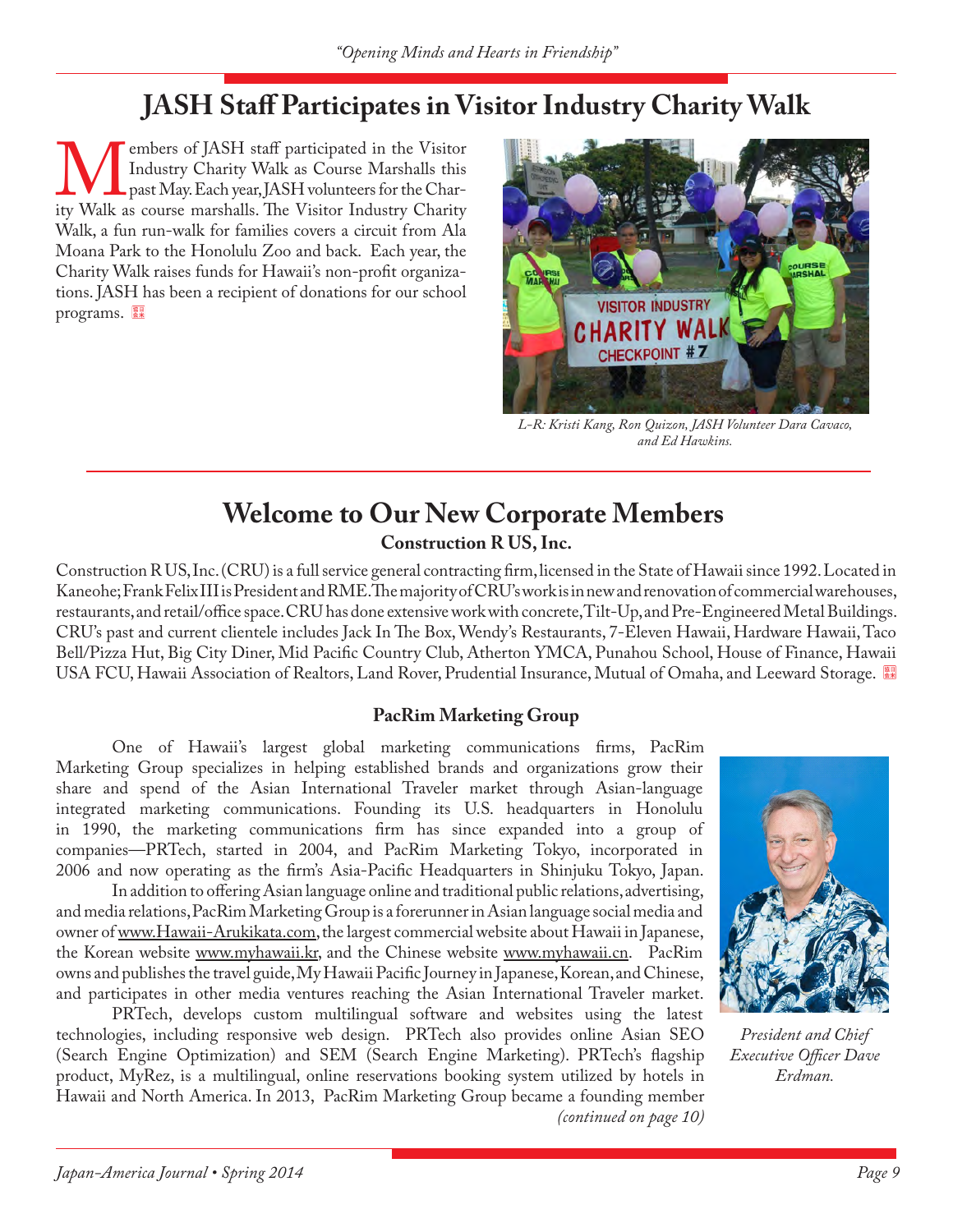# JASH Staff Participates in Visitor Industry Charity Walk

Members of JASH staff participated in the Visitor Industry Charity Walk as Course Marshalls this past May. Each year, JASH volunteers for the Charity Walk as course marshalls. The Visitor Industry Charity Walk, a fun run-walk for families covers a circuit from Ala Moana Park to the Honolulu Zoo and back. Each year, the Charity Walk raises funds for Hawaii's non-profit organizations. JASH has been a recipient of donations for our school programs.

*L-R: Kristi Kang, Ron Quizon, JASH Volunteer Dara Cavaco, and Ed Hawkins.*

# Welcome to Our New Corporate Members

### Construction R US, Inc.

Construction R US, Inc. (CRU) is a full service general contracting firm, licensed in the State of Hawaii since 1992. Located in Kaneohe; Frank Felix III is President and RME. The majority of CRU's work is in new and renovation of commercial warehouses, restaurants, and retail/office space. CRU has done extensive work with concrete, Tilt-Up, and Pre-Engineered Metal Buildings. CRU's past and current clientele includes Jack In The Box, Wendy's Restaurants, 7-Eleven Hawaii, Hardware Hawaii, Taco Bell/Pizza Hut, Big City Diner, Mid Pacific Country Club, Atherton YMCA, Punahou School, House of Finance, Hawaii USA FCU, Hawaii Association of Realtors, Land Rover, Prudential Insurance, Mutual of Omaha, and Leeward Storage.

### PacRim Marketing Group

One of Hawaii's largest global marketing communications firms, PacRim Marketing Group specializes in helping established brands and organizations grow their share and spend of the Asian International Traveler market through Asian-language integrated marketing communications. Founding its U.S. headquarters in Honolulu in 1990, the marketing communications firm has since expanded into a group of companies—PRTech, started in 2004, and PacRim Marketing Tokyo, incorporated in 2006 and now operating as the firm's Asia-Pacific Headquarters in Shinjuku Tokyo, Japan.

In addition to offering Asian language online and traditional public relations, advertising, and media relations, PacRim Marketing Group is a forerunner in Asian language social media and owner of www.Hawaii-Arukikata.com, the largest commercial website about Hawaii in Japanese, the Korean website www.myhawaii.kr, and the Chinese website www.myhawaii.cn. PacRim owns and publishes the travel guide, My Hawaii Pacific Journey in Japanese, Korean, and Chinese, and participates in other media ventures reaching the Asian International Traveler market.

PRTech, develops custom multilingual software and websites using the latest technologies, including responsive web design. PRTech also provides online Asian SEO (Search Engine Optimization) and SEM (Search Engine Marketing). PRTech's flagship product, MyRez, is a multilingual, online reservations booking system utilized by hotels in Hawaii and North America. In 2013, PacRim Marketing Group became a founding member

*(continued on page 10)*

*President and Chief Executive Officer Dave Erdman.*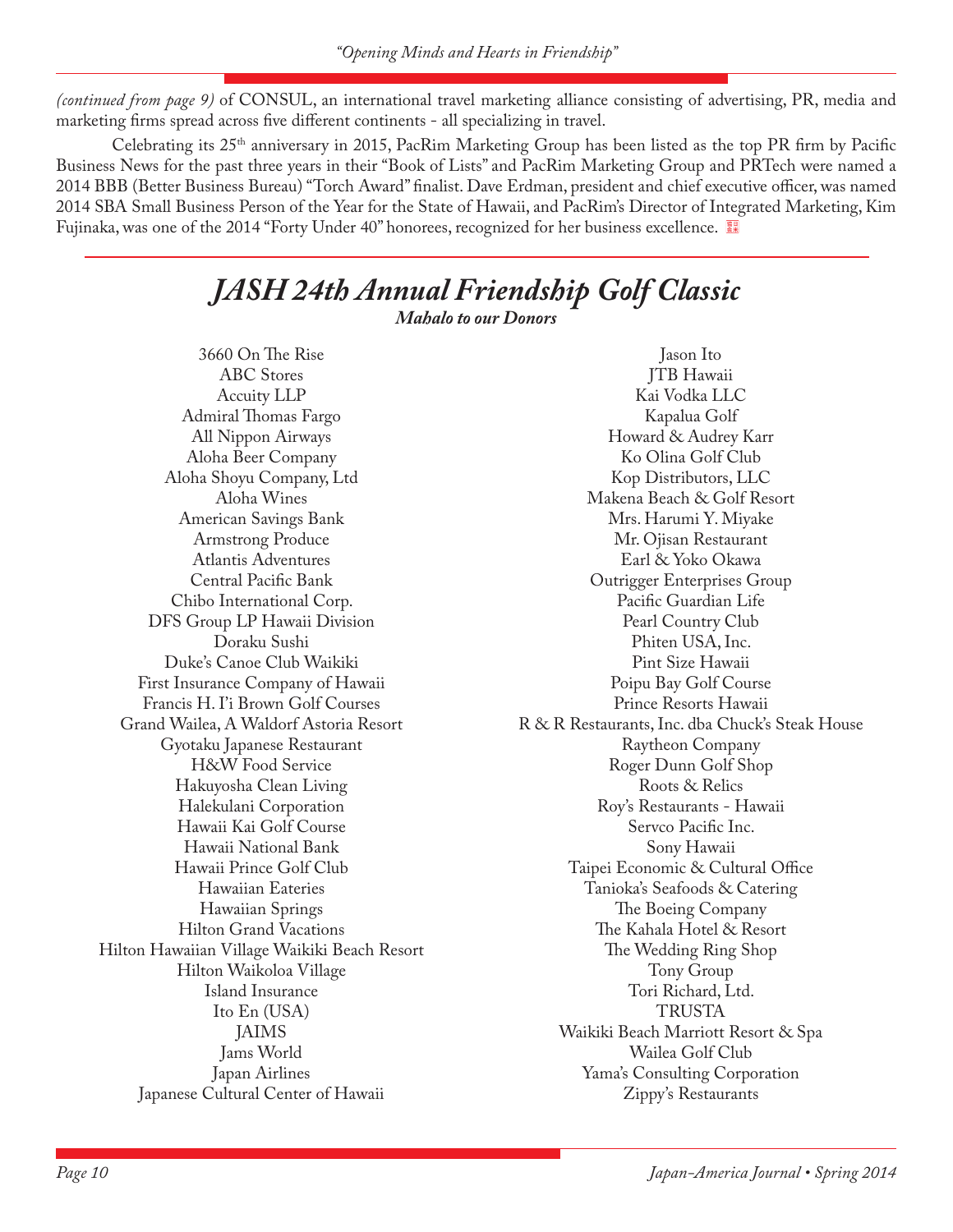*(continued from page 9)* of CONSUL, an international travel marketing alliance consisting of advertising, PR, media and marketing firms spread across five different continents - all specializing in travel.

Celebrating its 25th anniversary in 2015, PacRim Marketing Group has been listed as the top PR firm by Pacific Business News for the past three years in their "Book of Lists" and PacRim Marketing Group and PRTech were named a 2014 BBB (Better Business Bureau) "Torch Award" finalist. Dave Erdman, president and chief executive officer, was named 2014 SBA Small Business Person of the Year for the State of Hawaii, and PacRim's Director of Integrated Marketing, Kim Fujinaka, was one of the 2014 "Forty Under 40" honorees, recognized for her business excellence.

# *JASH 24th Annual Friendship Golf Classic*

***Mahalo to our Donors***

3660 On The Rise
ABC Stores
Accuity LLP
Admiral Thomas Fargo
All Nippon Airways
Aloha Beer Company
Aloha Shoyu Company, Ltd
Aloha Wines
American Savings Bank
Armstrong Produce
Atlantis Adventures
Central Pacific Bank
Chibo International Corp.
DFS Group LP Hawaii Division
Doraku Sushi
Duke's Canoe Club Waikiki
First Insurance Company of Hawaii
Francis H. I'i Brown Golf Courses
Grand Wailea, A Waldorf Astoria Resort
Gyotaku Japanese Restaurant
H&W Food Service
Hakuyosha Clean Living
Halekulani Corporation
Hawaii Kai Golf Course
Hawaii National Bank
Hawaii Prince Golf Club
Hawaiian Eateries
Hawaiian Springs
Hilton Grand Vacations
Hilton Hawaiian Village Waikiki Beach Resort
Hilton Waikoloa Village
Island Insurance
Ito En (USA)
JAIMS
Jams World
Japan Airlines
Japanese Cultural Center of Hawaii
Jason Ito
JTB Hawaii
Kai Vodka LLC
Kapalua Golf
Howard & Audrey Karr
Ko Olina Golf Club
Kop Distributors, LLC
Makena Beach & Golf Resort
Mrs. Harumi Y. Miyake
Mr. Ojisan Restaurant
Earl & Yoko Okawa
Outrigger Enterprises Group
Pacific Guardian Life
Pearl Country Club
Phiten USA, Inc.
Pint Size Hawaii
Poipu Bay Golf Course
Prince Resorts Hawaii
R & R Restaurants, Inc. dba Chuck's Steak House
Raytheon Company
Roger Dunn Golf Shop
Roots & Relics
Roy's Restaurants - Hawaii
Servco Pacific Inc.
Sony Hawaii
Taipei Economic & Cultural Office
Tanioka's Seafoods & Catering
The Boeing Company
The Kahala Hotel & Resort
The Wedding Ring Shop
Tony Group
Tori Richard, Ltd.
TRUSTA
Waikiki Beach Marriott Resort & Spa
Wailea Golf Club
Yama's Consulting Corporation
Zippy's Restaurants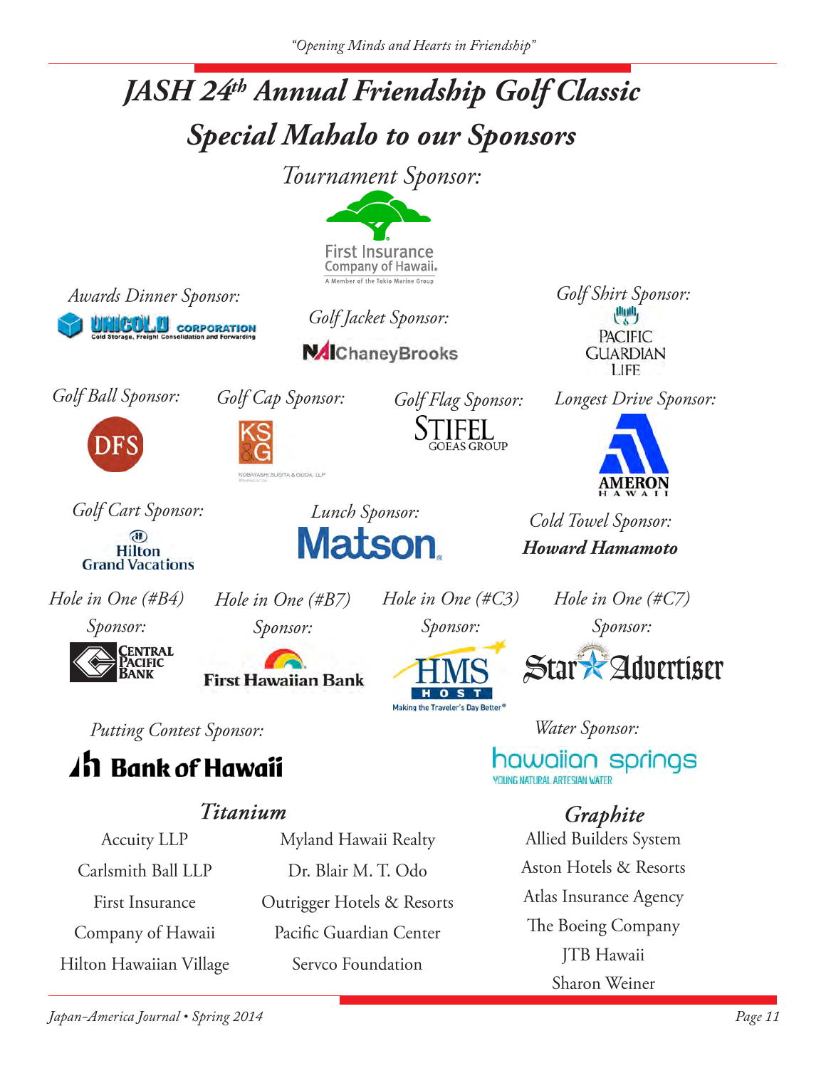# *JASH 24th Annual Friendship Golf Classic*

## *Special Mahalo to our Sponsors*

*Tournament Sponsor:*

First Insurance Company of Hawaii
A Member of the Tokio Marine Group

*Awards Dinner Sponsor:*

UNICOLD CORPORATION
Cold Storage, Freight Consolidation and Forwarding

*Golf Jacket Sponsor:*

NAI ChaneyBrooks

*Golf Shirt Sponsor:*

PACIFIC GUARDIAN LIFE

*Golf Ball Sponsor:*

DFS

*Golf Cap Sponsor:*

KS&G
KOBAYASHI SUGITA & GODA, LLP

*Golf Flag Sponsor:*

STIFEL
GOEAS GROUP

*Longest Drive Sponsor:*

AMERON HAWAII

*Golf Cart Sponsor:*

Hilton Grand Vacations

*Lunch Sponsor:*

Matson

*Cold Towel Sponsor:*

***Howard Hamamoto***

*Hole in One (#B4) Sponsor:*

Central Pacific Bank

*Hole in One (#B7) Sponsor:*

First Hawaiian Bank

*Hole in One (#C3) Sponsor:*

HMS HOST
Making the Traveler's Day Better

*Hole in One (#C7) Sponsor:*

Star Advertiser

*Putting Contest Sponsor:*

Bank of Hawaii

*Water Sponsor:*

hawaiian springs
YOUNG NATURAL ARTESIAN WATER

### *Titanium*

Accuity LLP
Carlsmith Ball LLP
First Insurance Company of Hawaii
Hilton Hawaiian Village
Myland Hawaii Realty
Dr. Blair M. T. Odo
Outrigger Hotels & Resorts
Pacific Guardian Center
Servco Foundation

### *Graphite*

Allied Builders System
Aston Hotels & Resorts
Atlas Insurance Agency
The Boeing Company
JTB Hawaii
Sharon Weiner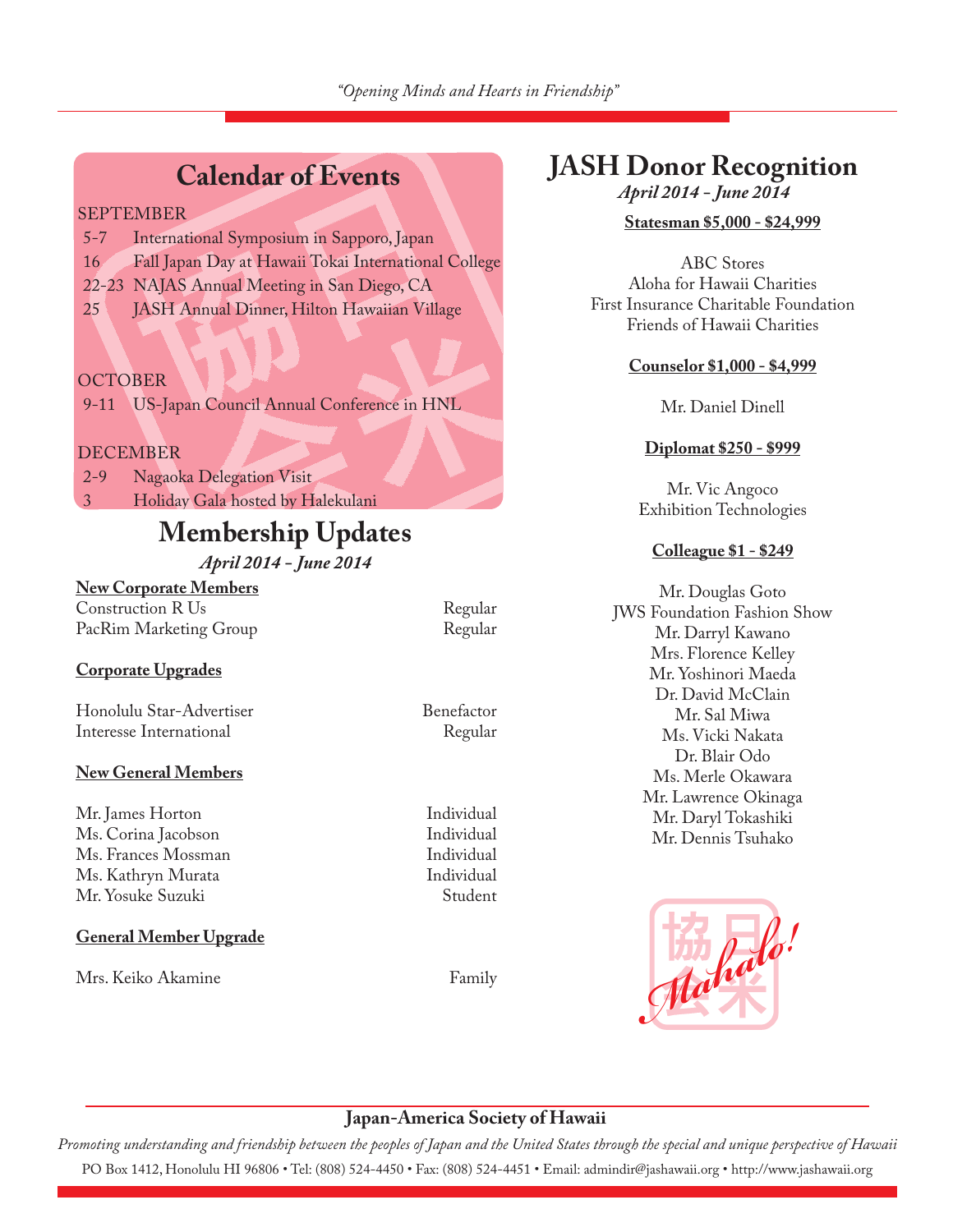## Calendar of Events

SEPTEMBER

| | |
|---|---|
| 5-7 | International Symposium in Sapporo, Japan |
| 16 | Fall Japan Day at Hawaii Tokai International College |
| 22-23 | NAJAS Annual Meeting in San Diego, CA |
| 25 | JASH Annual Dinner, Hilton Hawaiian Village |

OCTOBER

| | |
|---|---|
| 9-11 | US-Japan Council Annual Conference in HNL |

DECEMBER

| | |
|---|---|
| 2-9 | Nagaoka Delegation Visit |
| 3 | Holiday Gala hosted by Halekulani |

## Membership Updates

*April 2014 - June 2014*

**New Corporate Members**

| | |
|---|---|
| Construction R Us | Regular |
| PacRim Marketing Group | Regular |

**Corporate Upgrades**

| | |
|---|---|
| Honolulu Star-Advertiser | Benefactor |
| Interesse International | Regular |

**New General Members**

| | |
|---|---|
| Mr. James Horton | Individual |
| Ms. Corina Jacobson | Individual |
| Ms. Frances Mossman | Individual |
| Ms. Kathryn Murata | Individual |
| Mr. Yosuke Suzuki | Student |

**General Member Upgrade**

| | |
|---|---|
| Mrs. Keiko Akamine | Family |

## JASH Donor Recognition

*April 2014 - June 2014*

**Statesman $5,000 - $24,999**

ABC Stores
Aloha for Hawaii Charities
First Insurance Charitable Foundation
Friends of Hawaii Charities

**Counselor $1,000 - $4,999**

Mr. Daniel Dinell

**Diplomat $250 - $999**

Mr. Vic Angoco
Exhibition Technologies

**Colleague $1 - $249**

Mr. Douglas Goto
JWS Foundation Fashion Show
Mr. Darryl Kawano
Mrs. Florence Kelley
Mr. Yoshinori Maeda
Dr. David McClain
Mr. Sal Miwa
Ms. Vicki Nakata
Dr. Blair Odo
Ms. Merle Okawara
Mr. Lawrence Okinaga
Mr. Daryl Tokashiki
Mr. Dennis Tsuhako

Mahalo!

**Japan-America Society of Hawaii**

*Promoting understanding and friendship between the peoples of Japan and the United States through the special and unique perspective of Hawaii*

PO Box 1412, Honolulu HI 96806 • Tel: (808) 524-4450 • Fax: (808) 524-4451 • Email: admindir@jashawaii.org • http://www.jashawaii.org